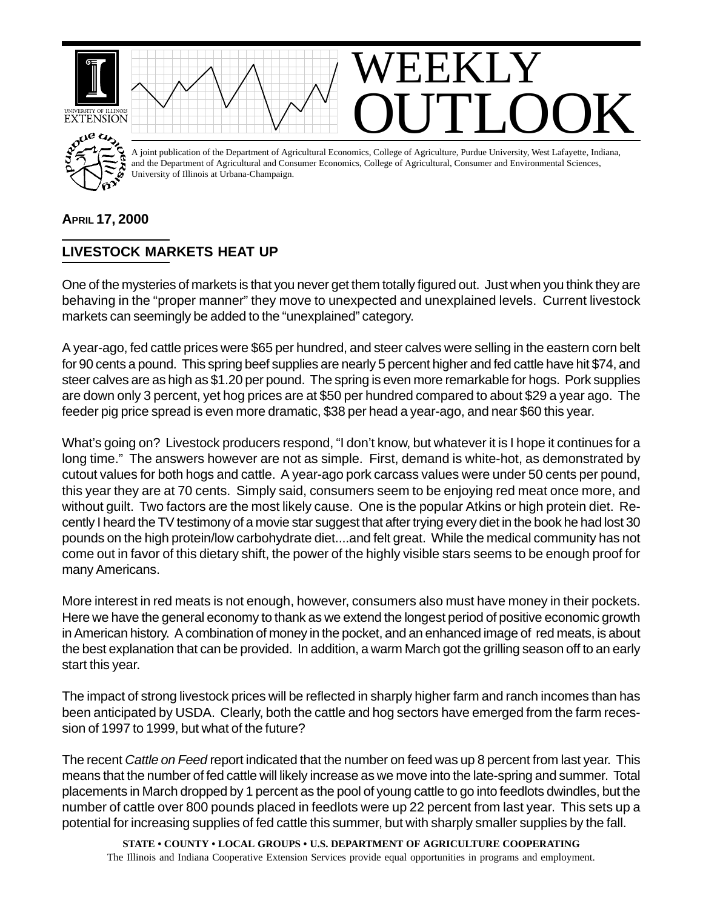# WEEKLY OUTLOOK

A joint publication of the Department of Agricultural Economics, College of Agriculture, Purdue University, West Lafayette, Indiana, and the Department of Agricultural and Consumer Economics, College of Agricultural, Consumer and Environmental Sciences, University of Illinois at Urbana-Champaign.

**APRIL 17, 2000**

## LIVESTOCK MARKETS HEAT UP

One of the mysteries of markets is that you never get them totally figured out. Just when you think they are behaving in the "proper manner" they move to unexpected and unexplained levels. Current livestock markets can seemingly be added to the "unexplained" category.

A year-ago, fed cattle prices were $65 per hundred, and steer calves were selling in the eastern corn belt for 90 cents a pound. This spring beef supplies are nearly 5 percent higher and fed cattle have hit $74, and steer calves are as high as $1.20 per pound. The spring is even more remarkable for hogs. Pork supplies are down only 3 percent, yet hog prices are at $50 per hundred compared to about $29 a year ago. The feeder pig price spread is even more dramatic, $38 per head a year-ago, and near $60 this year.

What's going on? Livestock producers respond, "I don't know, but whatever it is I hope it continues for a long time." The answers however are not as simple. First, demand is white-hot, as demonstrated by cutout values for both hogs and cattle. A year-ago pork carcass values were under 50 cents per pound, this year they are at 70 cents. Simply said, consumers seem to be enjoying red meat once more, and without guilt. Two factors are the most likely cause. One is the popular Atkins or high protein diet. Recently I heard the TV testimony of a movie star suggest that after trying every diet in the book he had lost 30 pounds on the high protein/low carbohydrate diet....and felt great. While the medical community has not come out in favor of this dietary shift, the power of the highly visible stars seems to be enough proof for many Americans.

More interest in red meats is not enough, however, consumers also must have money in their pockets. Here we have the general economy to thank as we extend the longest period of positive economic growth in American history. A combination of money in the pocket, and an enhanced image of red meats, is about the best explanation that can be provided. In addition, a warm March got the grilling season off to an early start this year.

The impact of strong livestock prices will be reflected in sharply higher farm and ranch incomes than has been anticipated by USDA. Clearly, both the cattle and hog sectors have emerged from the farm recession of 1997 to 1999, but what of the future?

The recent *Cattle on Feed* report indicated that the number on feed was up 8 percent from last year. This means that the number of fed cattle will likely increase as we move into the late-spring and summer. Total placements in March dropped by 1 percent as the pool of young cattle to go into feedlots dwindles, but the number of cattle over 800 pounds placed in feedlots were up 22 percent from last year. This sets up a potential for increasing supplies of fed cattle this summer, but with sharply smaller supplies by the fall.

**STATE • COUNTY • LOCAL GROUPS • U.S. DEPARTMENT OF AGRICULTURE COOPERATING**
The Illinois and Indiana Cooperative Extension Services provide equal opportunities in programs and employment.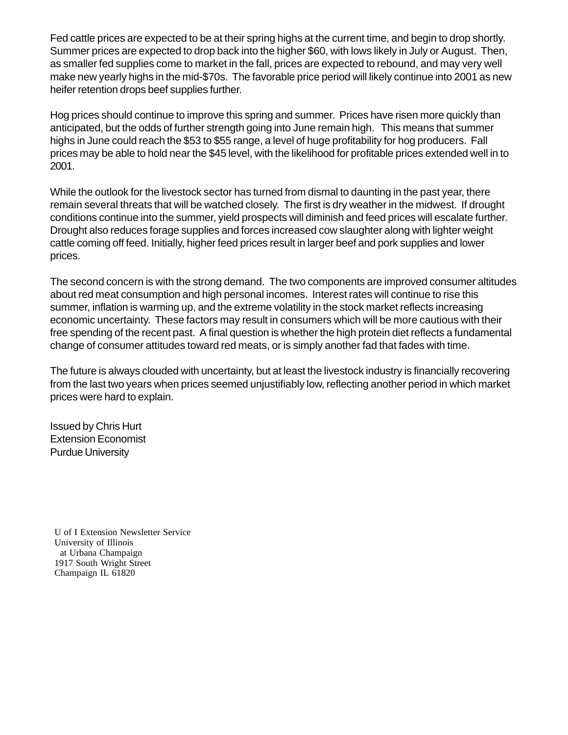Fed cattle prices are expected to be at their spring highs at the current time, and begin to drop shortly. Summer prices are expected to drop back into the higher $60, with lows likely in July or August. Then, as smaller fed supplies come to market in the fall, prices are expected to rebound, and may very well make new yearly highs in the mid-$70s. The favorable price period will likely continue into 2001 as new heifer retention drops beef supplies further.

Hog prices should continue to improve this spring and summer. Prices have risen more quickly than anticipated, but the odds of further strength going into June remain high. This means that summer highs in June could reach the $53 to $55 range, a level of huge profitability for hog producers. Fall prices may be able to hold near the $45 level, with the likelihood for profitable prices extended well in to 2001.

While the outlook for the livestock sector has turned from dismal to daunting in the past year, there remain several threats that will be watched closely. The first is dry weather in the midwest. If drought conditions continue into the summer, yield prospects will diminish and feed prices will escalate further. Drought also reduces forage supplies and forces increased cow slaughter along with lighter weight cattle coming off feed. Initially, higher feed prices result in larger beef and pork supplies and lower prices.

The second concern is with the strong demand. The two components are improved consumer altitudes about red meat consumption and high personal incomes. Interest rates will continue to rise this summer, inflation is warming up, and the extreme volatility in the stock market reflects increasing economic uncertainty. These factors may result in consumers which will be more cautious with their free spending of the recent past. A final question is whether the high protein diet reflects a fundamental change of consumer attitudes toward red meats, or is simply another fad that fades with time.

The future is always clouded with uncertainty, but at least the livestock industry is financially recovering from the last two years when prices seemed unjustifiably low, reflecting another period in which market prices were hard to explain.

Issued by Chris Hurt
Extension Economist
Purdue University

U of I Extension Newsletter Service
University of Illinois
at Urbana Champaign
1917 South Wright Street
Champaign IL 61820